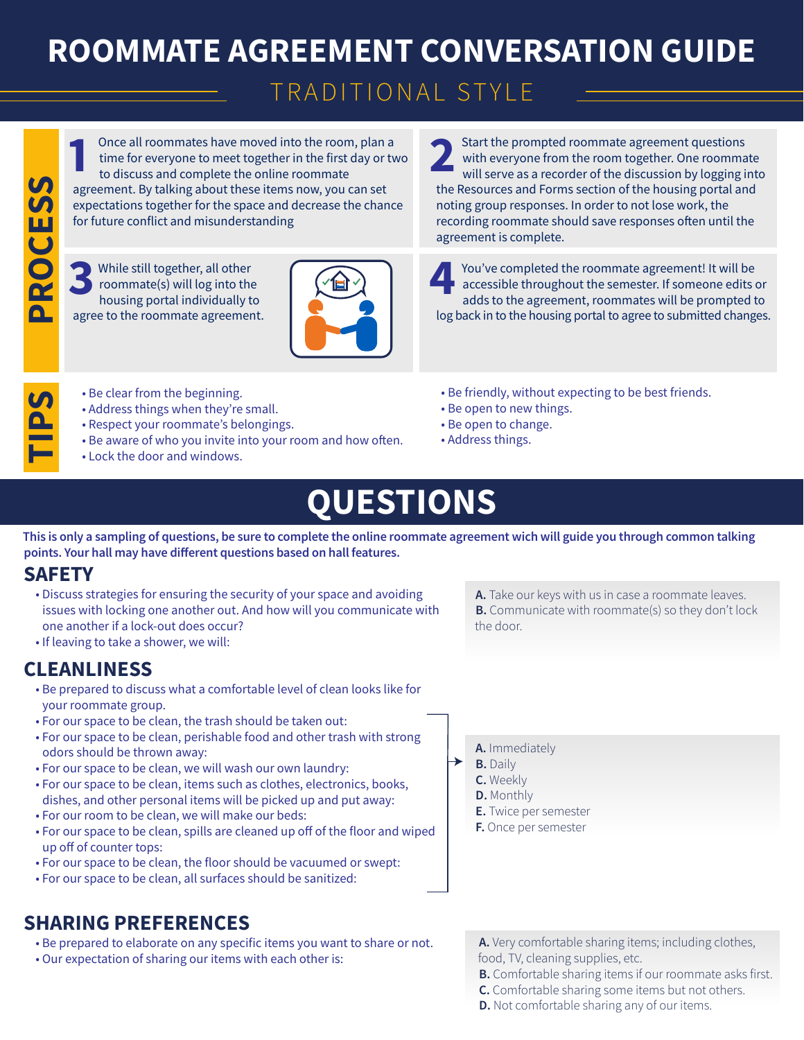# ROOMMATE AGREEMENT CONVERSATION GUIDE

## TRADITIONAL STYLE

## PROCESS

**1** Once all roommates have moved into the room, plan a time for everyone to meet together in the first day or two to discuss and complete the online roommate agreement. By talking about these items now, you can set expectations together for the space and decrease the chance for future conflict and misunderstanding

**2** Start the prompted roommate agreement questions with everyone from the room together. One roommate will serve as a recorder of the discussion by logging into the Resources and Forms section of the housing portal and noting group responses. In order to not lose work, the recording roommate should save responses often until the agreement is complete.

**3** While still together, all other roommate(s) will log into the housing portal individually to agree to the roommate agreement.

**4** You've completed the roommate agreement! It will be accessible throughout the semester. If someone edits or adds to the agreement, roommates will be prompted to log back in to the housing portal to agree to submitted changes.

## TIPS

- Be clear from the beginning.
- Address things when they're small.
- Respect your roommate's belongings.
- Be aware of who you invite into your room and how often.
- Lock the door and windows.
- Be friendly, without expecting to be best friends.
- Be open to new things.
- Be open to change.
- Address things.

# QUESTIONS

**This is only a sampling of questions, be sure to complete the online roommate agreement wich will guide you through common talking points. Your hall may have different questions based on hall features.**

## SAFETY

- Discuss strategies for ensuring the security of your space and avoiding issues with locking one another out. And how will you communicate with one another if a lock-out does occur?
- If leaving to take a shower, we will:

**A.** Take our keys with us in case a roommate leaves.
**B.** Communicate with roommate(s) so they don't lock the door.

## CLEANLINESS

- Be prepared to discuss what a comfortable level of clean looks like for your roommate group.
- For our space to be clean, the trash should be taken out:
- For our space to be clean, perishable food and other trash with strong odors should be thrown away:
- For our space to be clean, we will wash our own laundry:
- For our space to be clean, items such as clothes, electronics, books, dishes, and other personal items will be picked up and put away:
- For our room to be clean, we will make our beds:
- For our space to be clean, spills are cleaned up off of the floor and wiped up off of counter tops:
- For our space to be clean, the floor should be vacuumed or swept:
- For our space to be clean, all surfaces should be sanitized:

**A.** Immediately
**B.** Daily
**C.** Weekly
**D.** Monthly
**E.** Twice per semester
**F.** Once per semester

## SHARING PREFERENCES

- Be prepared to elaborate on any specific items you want to share or not.
- Our expectation of sharing our items with each other is:

**A.** Very comfortable sharing items; including clothes, food, TV, cleaning supplies, etc.
**B.** Comfortable sharing items if our roommate asks first.
**C.** Comfortable sharing some items but not others.
**D.** Not comfortable sharing any of our items.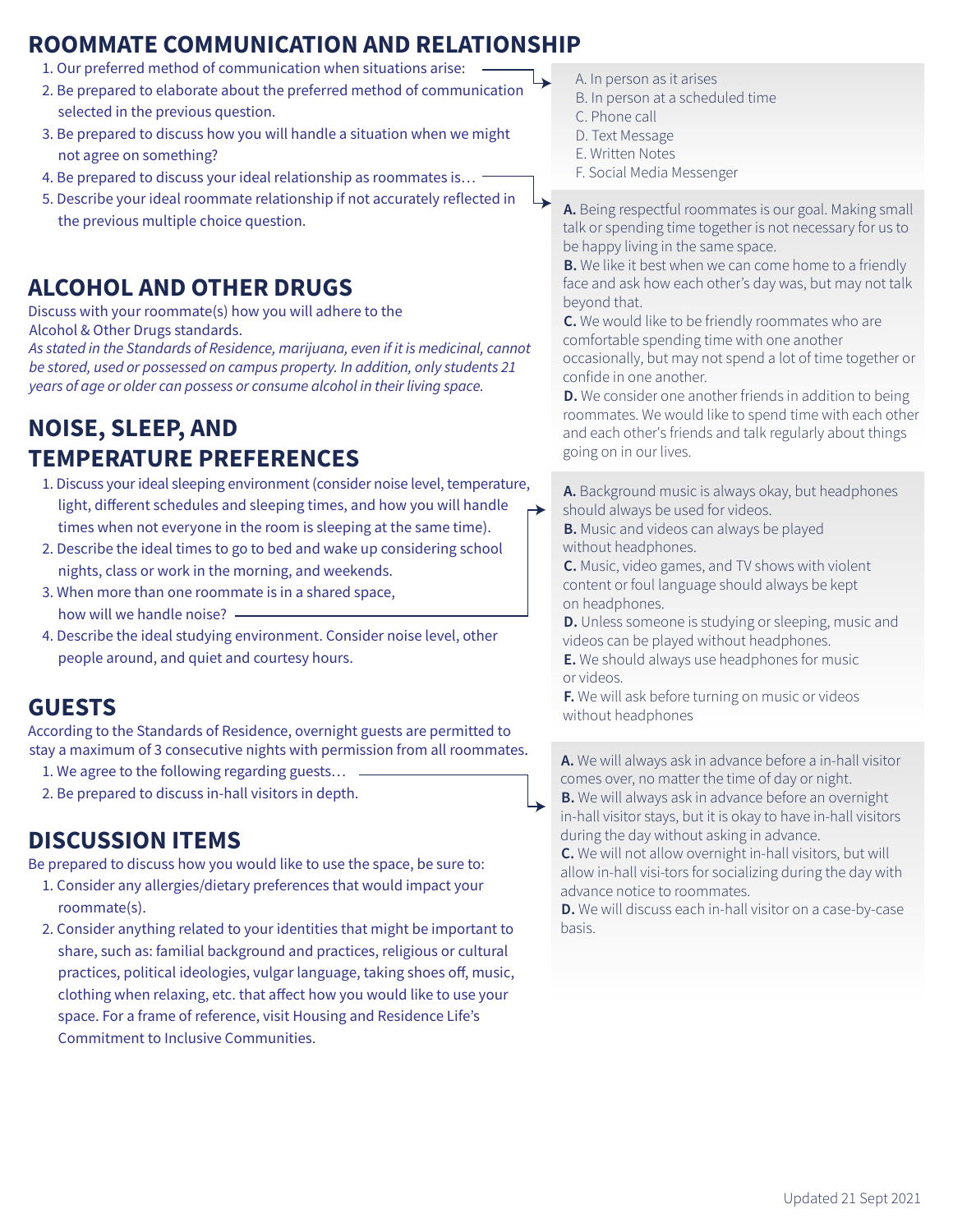## ROOMMATE COMMUNICATION AND RELATIONSHIP

1. Our preferred method of communication when situations arise:
2. Be prepared to elaborate about the preferred method of communication selected in the previous question.
3. Be prepared to discuss how you will handle a situation when we might not agree on something?
4. Be prepared to discuss your ideal relationship as roommates is…
5. Describe your ideal roommate relationship if not accurately reflected in the previous multiple choice question.

A. In person as it arises
B. In person at a scheduled time
C. Phone call
D. Text Message
E. Written Notes
F. Social Media Messenger

**A.** Being respectful roommates is our goal. Making small talk or spending time together is not necessary for us to be happy living in the same space.
**B.** We like it best when we can come home to a friendly face and ask how each other's day was, but may not talk beyond that.
**C.** We would like to be friendly roommates who are comfortable spending time with one another occasionally, but may not spend a lot of time together or confide in one another.
**D.** We consider one another friends in addition to being roommates. We would like to spend time with each other and each other's friends and talk regularly about things going on in our lives.

## ALCOHOL AND OTHER DRUGS

Discuss with your roommate(s) how you will adhere to the Alcohol & Other Drugs standards.
*As stated in the Standards of Residence, marijuana, even if it is medicinal, cannot be stored, used or possessed on campus property. In addition, only students 21 years of age or older can possess or consume alcohol in their living space.*

## NOISE, SLEEP, AND TEMPERATURE PREFERENCES

1. Discuss your ideal sleeping environment (consider noise level, temperature, light, different schedules and sleeping times, and how you will handle times when not everyone in the room is sleeping at the same time).
2. Describe the ideal times to go to bed and wake up considering school nights, class or work in the morning, and weekends.
3. When more than one roommate is in a shared space, how will we handle noise?
4. Describe the ideal studying environment. Consider noise level, other people around, and quiet and courtesy hours.

**A.** Background music is always okay, but headphones should always be used for videos.
**B.** Music and videos can always be played without headphones.
**C.** Music, video games, and TV shows with violent content or foul language should always be kept on headphones.
**D.** Unless someone is studying or sleeping, music and videos can be played without headphones.
**E.** We should always use headphones for music or videos.
**F.** We will ask before turning on music or videos without headphones

## GUESTS

According to the Standards of Residence, overnight guests are permitted to stay a maximum of 3 consecutive nights with permission from all roommates.

1. We agree to the following regarding guests…
2. Be prepared to discuss in-hall visitors in depth.

**A.** We will always ask in advance before a in-hall visitor comes over, no matter the time of day or night.
**B.** We will always ask in advance before an overnight in-hall visitor stays, but it is okay to have in-hall visitors during the day without asking in advance.
**C.** We will not allow overnight in-hall visitors, but will allow in-hall visi-tors for socializing during the day with advance notice to roommates.
**D.** We will discuss each in-hall visitor on a case-by-case basis.

## DISCUSSION ITEMS

Be prepared to discuss how you would like to use the space, be sure to:

1. Consider any allergies/dietary preferences that would impact your roommate(s).
2. Consider anything related to your identities that might be important to share, such as: familial background and practices, religious or cultural practices, political ideologies, vulgar language, taking shoes off, music, clothing when relaxing, etc. that affect how you would like to use your space. For a frame of reference, visit Housing and Residence Life's Commitment to Inclusive Communities.

Updated 21 Sept 2021